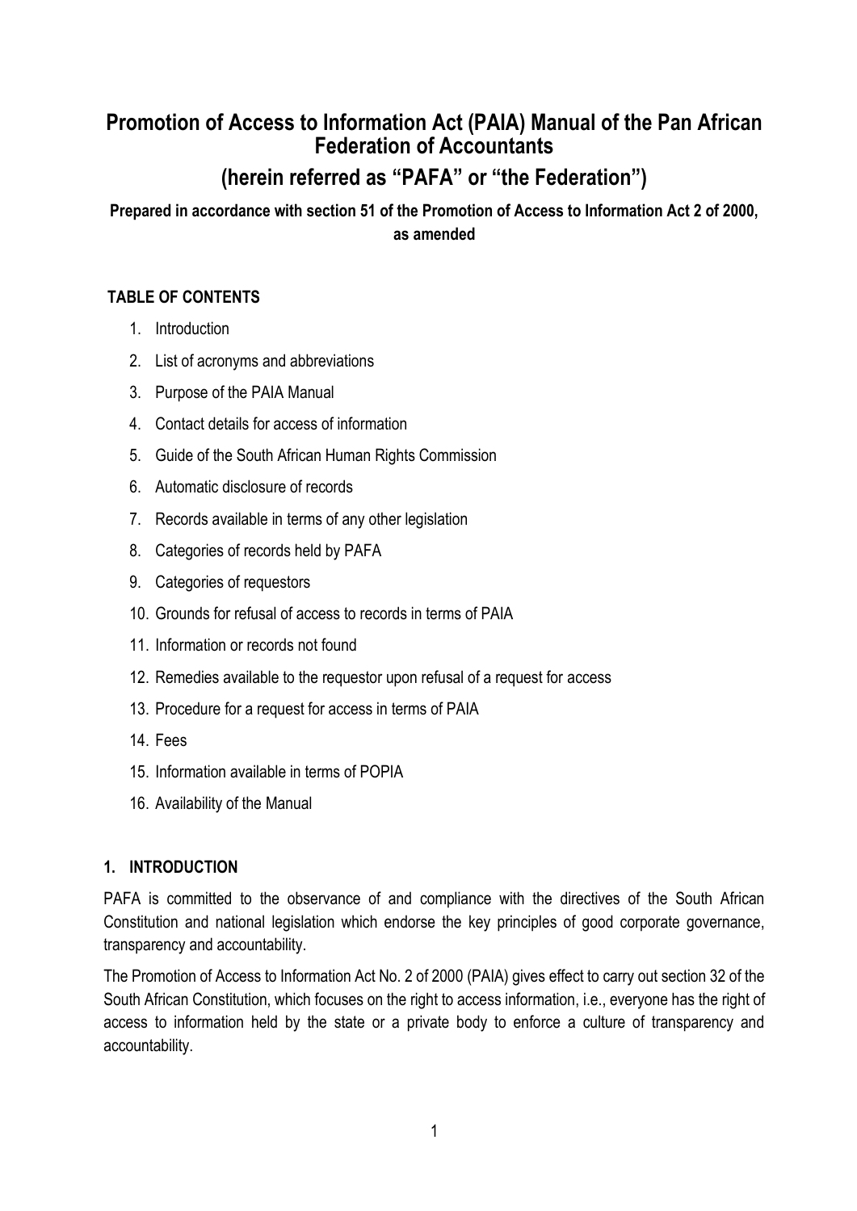# Promotion of Access to Information Act (PAIA) Manual of the Pan African Federation of Accountants

## (herein referred as "PAFA" or "the Federation")

**Prepared in accordance with section 51 of the Promotion of Access to Information Act 2 of 2000, as amended**

**TABLE OF CONTENTS**

1. Introduction
2. List of acronyms and abbreviations
3. Purpose of the PAIA Manual
4. Contact details for access of information
5. Guide of the South African Human Rights Commission
6. Automatic disclosure of records
7. Records available in terms of any other legislation
8. Categories of records held by PAFA
9. Categories of requestors
10. Grounds for refusal of access to records in terms of PAIA
11. Information or records not found
12. Remedies available to the requestor upon refusal of a request for access
13. Procedure for a request for access in terms of PAIA
14. Fees
15. Information available in terms of POPIA
16. Availability of the Manual

### 1. INTRODUCTION

PAFA is committed to the observance of and compliance with the directives of the South African Constitution and national legislation which endorse the key principles of good corporate governance, transparency and accountability.

The Promotion of Access to Information Act No. 2 of 2000 (PAIA) gives effect to carry out section 32 of the South African Constitution, which focuses on the right to access information, i.e., everyone has the right of access to information held by the state or a private body to enforce a culture of transparency and accountability.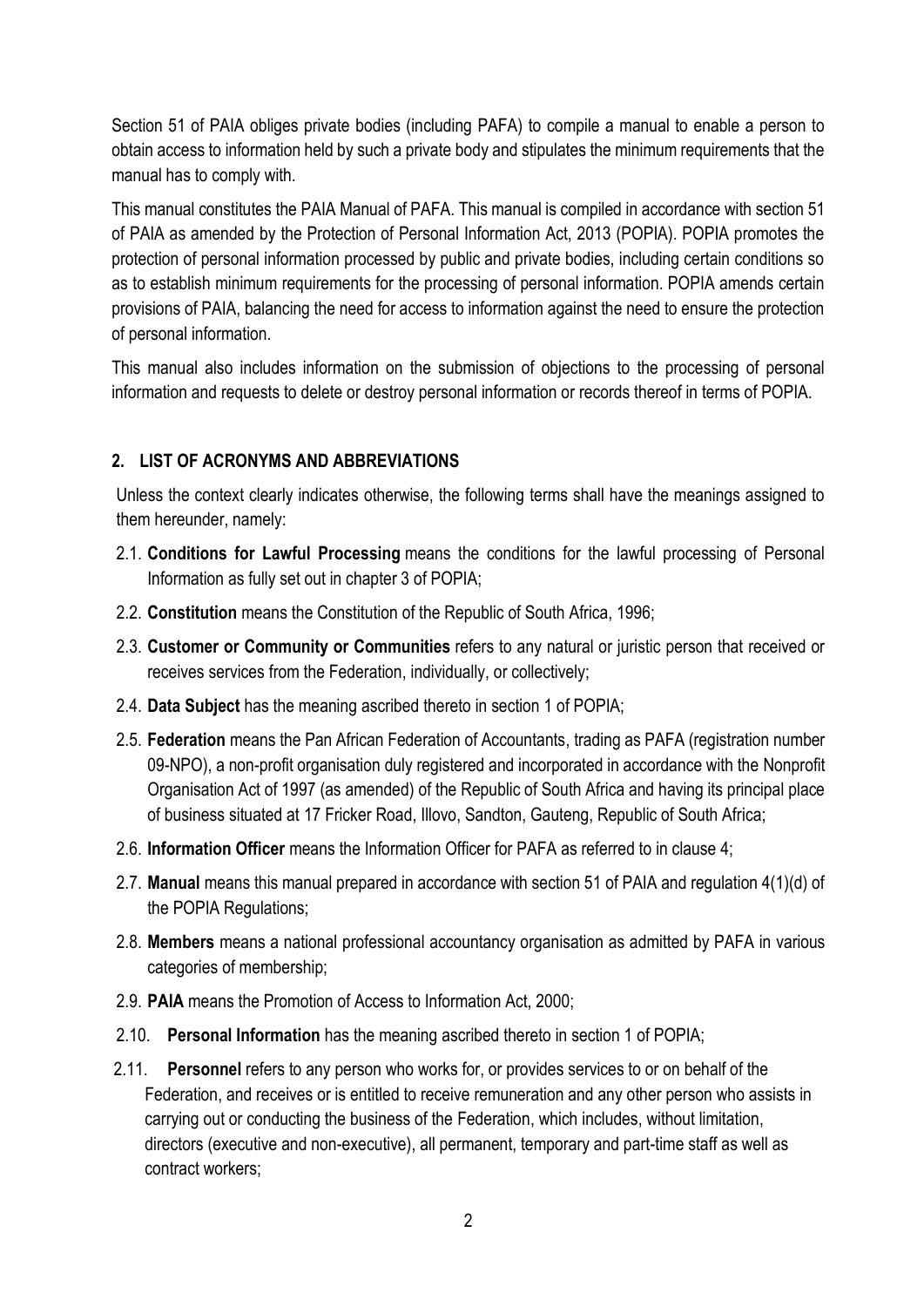Section 51 of PAIA obliges private bodies (including PAFA) to compile a manual to enable a person to obtain access to information held by such a private body and stipulates the minimum requirements that the manual has to comply with.

This manual constitutes the PAIA Manual of PAFA. This manual is compiled in accordance with section 51 of PAIA as amended by the Protection of Personal Information Act, 2013 (POPIA). POPIA promotes the protection of personal information processed by public and private bodies, including certain conditions so as to establish minimum requirements for the processing of personal information. POPIA amends certain provisions of PAIA, balancing the need for access to information against the need to ensure the protection of personal information.

This manual also includes information on the submission of objections to the processing of personal information and requests to delete or destroy personal information or records thereof in terms of POPIA.

## 2. LIST OF ACRONYMS AND ABBREVIATIONS

Unless the context clearly indicates otherwise, the following terms shall have the meanings assigned to them hereunder, namely:

2.1. **Conditions for Lawful Processing** means the conditions for the lawful processing of Personal Information as fully set out in chapter 3 of POPIA;

2.2. **Constitution** means the Constitution of the Republic of South Africa, 1996;

2.3. **Customer or Community or Communities** refers to any natural or juristic person that received or receives services from the Federation, individually, or collectively;

2.4. **Data Subject** has the meaning ascribed thereto in section 1 of POPIA;

2.5. **Federation** means the Pan African Federation of Accountants, trading as PAFA (registration number 09-NPO), a non-profit organisation duly registered and incorporated in accordance with the Nonprofit Organisation Act of 1997 (as amended) of the Republic of South Africa and having its principal place of business situated at 17 Fricker Road, Illovo, Sandton, Gauteng, Republic of South Africa;

2.6. **Information Officer** means the Information Officer for PAFA as referred to in clause 4;

2.7. **Manual** means this manual prepared in accordance with section 51 of PAIA and regulation 4(1)(d) of the POPIA Regulations;

2.8. **Members** means a national professional accountancy organisation as admitted by PAFA in various categories of membership;

2.9. **PAIA** means the Promotion of Access to Information Act, 2000;

2.10. **Personal Information** has the meaning ascribed thereto in section 1 of POPIA;

2.11. **Personnel** refers to any person who works for, or provides services to or on behalf of the Federation, and receives or is entitled to receive remuneration and any other person who assists in carrying out or conducting the business of the Federation, which includes, without limitation, directors (executive and non-executive), all permanent, temporary and part-time staff as well as contract workers;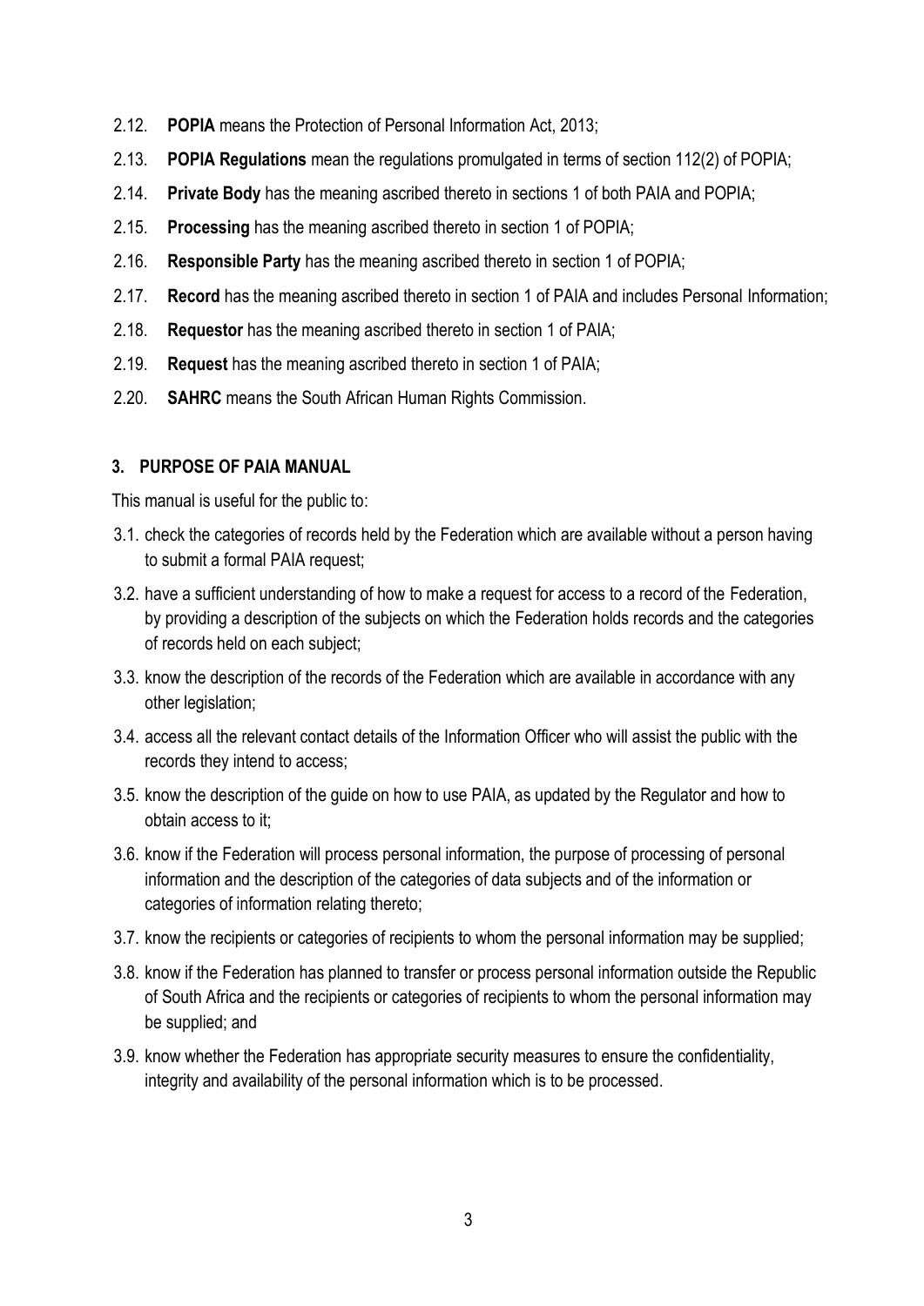2.12. **POPIA** means the Protection of Personal Information Act, 2013;

2.13. **POPIA Regulations** mean the regulations promulgated in terms of section 112(2) of POPIA;

2.14. **Private Body** has the meaning ascribed thereto in sections 1 of both PAIA and POPIA;

2.15. **Processing** has the meaning ascribed thereto in section 1 of POPIA;

2.16. **Responsible Party** has the meaning ascribed thereto in section 1 of POPIA;

2.17. **Record** has the meaning ascribed thereto in section 1 of PAIA and includes Personal Information;

2.18. **Requestor** has the meaning ascribed thereto in section 1 of PAIA;

2.19. **Request** has the meaning ascribed thereto in section 1 of PAIA;

2.20. **SAHRC** means the South African Human Rights Commission.

## 3. PURPOSE OF PAIA MANUAL

This manual is useful for the public to:

3.1. check the categories of records held by the Federation which are available without a person having to submit a formal PAIA request;

3.2. have a sufficient understanding of how to make a request for access to a record of the Federation, by providing a description of the subjects on which the Federation holds records and the categories of records held on each subject;

3.3. know the description of the records of the Federation which are available in accordance with any other legislation;

3.4. access all the relevant contact details of the Information Officer who will assist the public with the records they intend to access;

3.5. know the description of the guide on how to use PAIA, as updated by the Regulator and how to obtain access to it;

3.6. know if the Federation will process personal information, the purpose of processing of personal information and the description of the categories of data subjects and of the information or categories of information relating thereto;

3.7. know the recipients or categories of recipients to whom the personal information may be supplied;

3.8. know if the Federation has planned to transfer or process personal information outside the Republic of South Africa and the recipients or categories of recipients to whom the personal information may be supplied; and

3.9. know whether the Federation has appropriate security measures to ensure the confidentiality, integrity and availability of the personal information which is to be processed.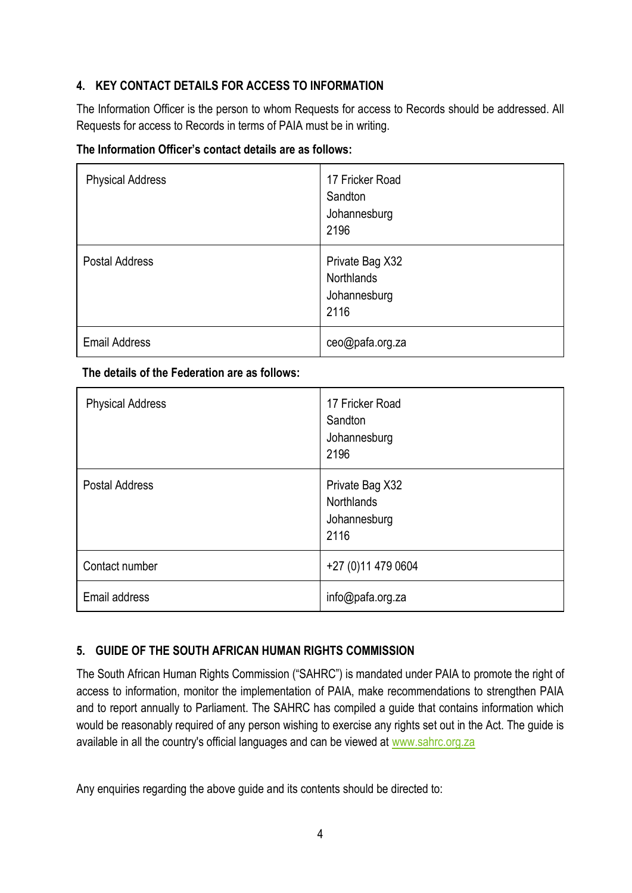## 4. KEY CONTACT DETAILS FOR ACCESS TO INFORMATION

The Information Officer is the person to whom Requests for access to Records should be addressed. All Requests for access to Records in terms of PAIA must be in writing.

**The Information Officer's contact details are as follows:**

| | |
|---|---|
| Physical Address | 17 Fricker Road<br>Sandton<br>Johannesburg<br>2196 |
| Postal Address | Private Bag X32<br>Northlands<br>Johannesburg<br>2116 |
| Email Address | ceo@pafa.org.za |

**The details of the Federation are as follows:**

| | |
|---|---|
| Physical Address | 17 Fricker Road<br>Sandton<br>Johannesburg<br>2196 |
| Postal Address | Private Bag X32<br>Northlands<br>Johannesburg<br>2116 |
| Contact number | +27 (0)11 479 0604 |
| Email address | info@pafa.org.za |

## 5. GUIDE OF THE SOUTH AFRICAN HUMAN RIGHTS COMMISSION

The South African Human Rights Commission ("SAHRC") is mandated under PAIA to promote the right of access to information, monitor the implementation of PAIA, make recommendations to strengthen PAIA and to report annually to Parliament. The SAHRC has compiled a guide that contains information which would be reasonably required of any person wishing to exercise any rights set out in the Act. The guide is available in all the country's official languages and can be viewed at www.sahrc.org.za

Any enquiries regarding the above guide and its contents should be directed to: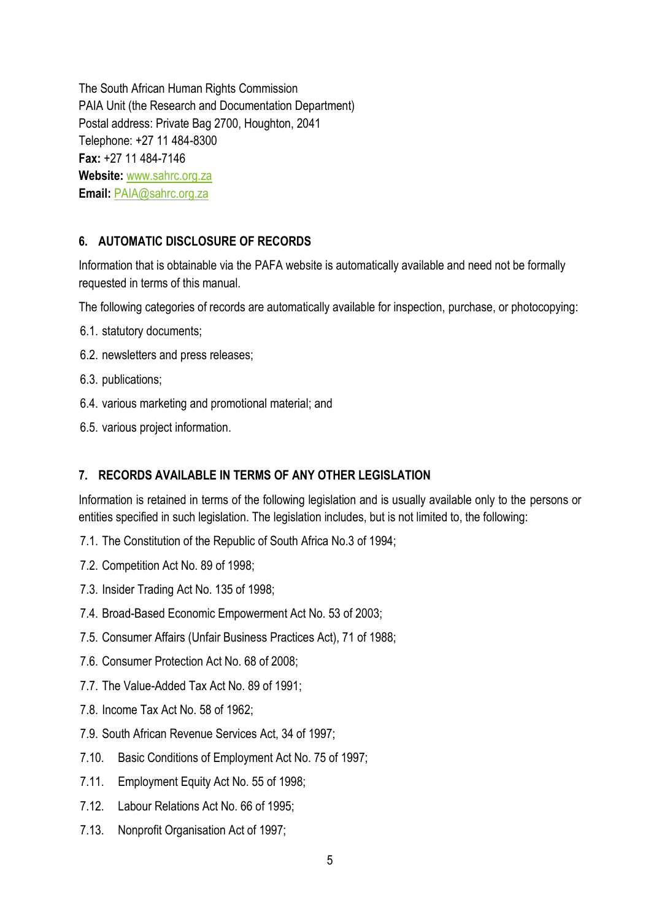The South African Human Rights Commission
PAIA Unit (the Research and Documentation Department)
Postal address: Private Bag 2700, Houghton, 2041
Telephone: +27 11 484-8300
**Fax:** +27 11 484-7146
**Website:** www.sahrc.org.za
**Email:** PAIA@sahrc.org.za

## 6. AUTOMATIC DISCLOSURE OF RECORDS

Information that is obtainable via the PAFA website is automatically available and need not be formally requested in terms of this manual.

The following categories of records are automatically available for inspection, purchase, or photocopying:

6.1. statutory documents;

6.2. newsletters and press releases;

6.3. publications;

6.4. various marketing and promotional material; and

6.5. various project information.

## 7. RECORDS AVAILABLE IN TERMS OF ANY OTHER LEGISLATION

Information is retained in terms of the following legislation and is usually available only to the persons or entities specified in such legislation. The legislation includes, but is not limited to, the following:

7.1. The Constitution of the Republic of South Africa No.3 of 1994;

7.2. Competition Act No. 89 of 1998;

7.3. Insider Trading Act No. 135 of 1998;

7.4. Broad-Based Economic Empowerment Act No. 53 of 2003;

7.5. Consumer Affairs (Unfair Business Practices Act), 71 of 1988;

7.6. Consumer Protection Act No. 68 of 2008;

7.7. The Value-Added Tax Act No. 89 of 1991;

7.8. Income Tax Act No. 58 of 1962;

7.9. South African Revenue Services Act, 34 of 1997;

7.10. Basic Conditions of Employment Act No. 75 of 1997;

7.11. Employment Equity Act No. 55 of 1998;

7.12. Labour Relations Act No. 66 of 1995;

7.13. Nonprofit Organisation Act of 1997;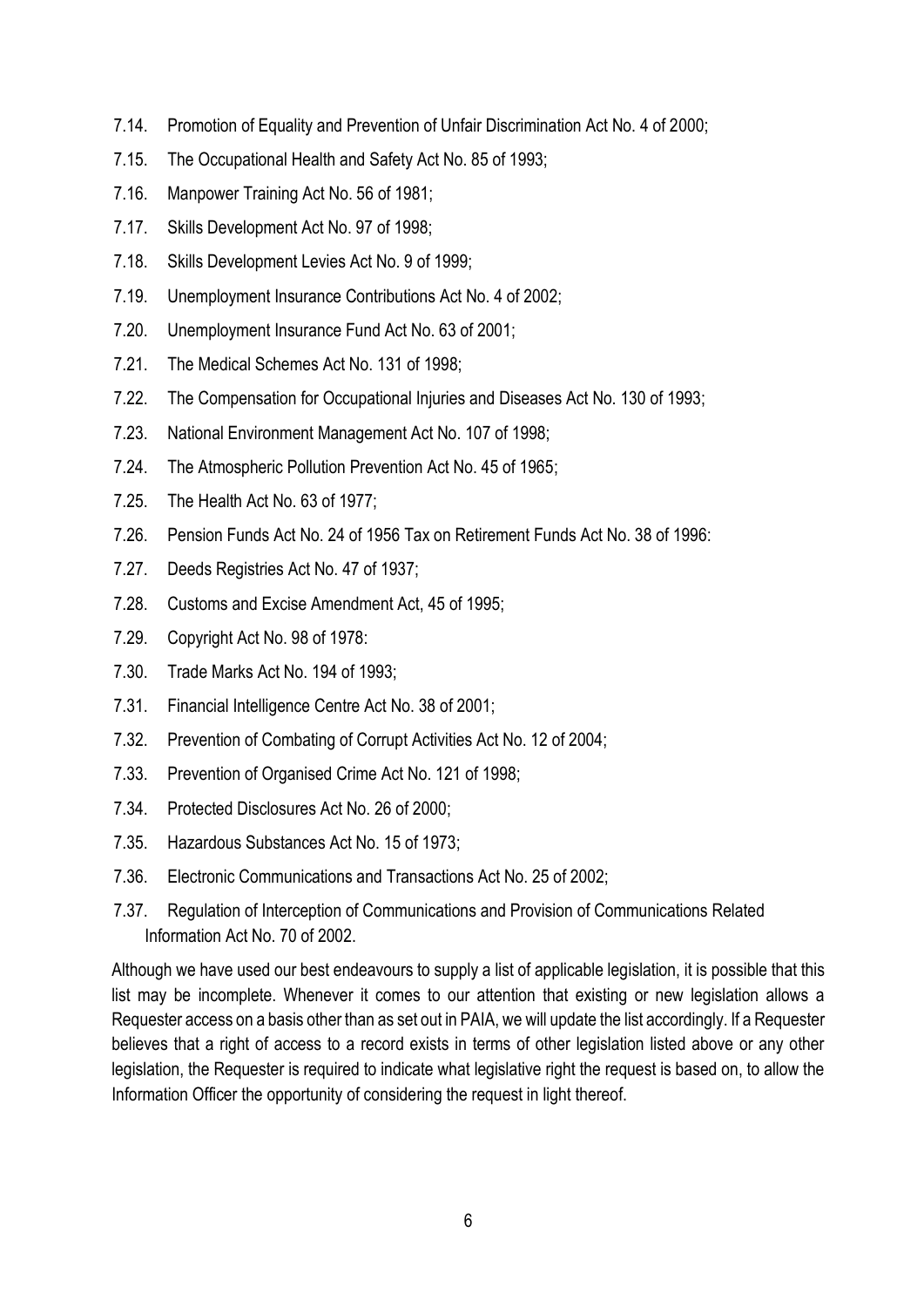7.14. Promotion of Equality and Prevention of Unfair Discrimination Act No. 4 of 2000;

7.15. The Occupational Health and Safety Act No. 85 of 1993;

7.16. Manpower Training Act No. 56 of 1981;

7.17. Skills Development Act No. 97 of 1998;

7.18. Skills Development Levies Act No. 9 of 1999;

7.19. Unemployment Insurance Contributions Act No. 4 of 2002;

7.20. Unemployment Insurance Fund Act No. 63 of 2001;

7.21. The Medical Schemes Act No. 131 of 1998;

7.22. The Compensation for Occupational Injuries and Diseases Act No. 130 of 1993;

7.23. National Environment Management Act No. 107 of 1998;

7.24. The Atmospheric Pollution Prevention Act No. 45 of 1965;

7.25. The Health Act No. 63 of 1977;

7.26. Pension Funds Act No. 24 of 1956 Tax on Retirement Funds Act No. 38 of 1996:

7.27. Deeds Registries Act No. 47 of 1937;

7.28. Customs and Excise Amendment Act, 45 of 1995;

7.29. Copyright Act No. 98 of 1978:

7.30. Trade Marks Act No. 194 of 1993;

7.31. Financial Intelligence Centre Act No. 38 of 2001;

7.32. Prevention of Combating of Corrupt Activities Act No. 12 of 2004;

7.33. Prevention of Organised Crime Act No. 121 of 1998;

7.34. Protected Disclosures Act No. 26 of 2000;

7.35. Hazardous Substances Act No. 15 of 1973;

7.36. Electronic Communications and Transactions Act No. 25 of 2002;

7.37. Regulation of Interception of Communications and Provision of Communications Related Information Act No. 70 of 2002.

Although we have used our best endeavours to supply a list of applicable legislation, it is possible that this list may be incomplete. Whenever it comes to our attention that existing or new legislation allows a Requester access on a basis other than as set out in PAIA, we will update the list accordingly. If a Requester believes that a right of access to a record exists in terms of other legislation listed above or any other legislation, the Requester is required to indicate what legislative right the request is based on, to allow the Information Officer the opportunity of considering the request in light thereof.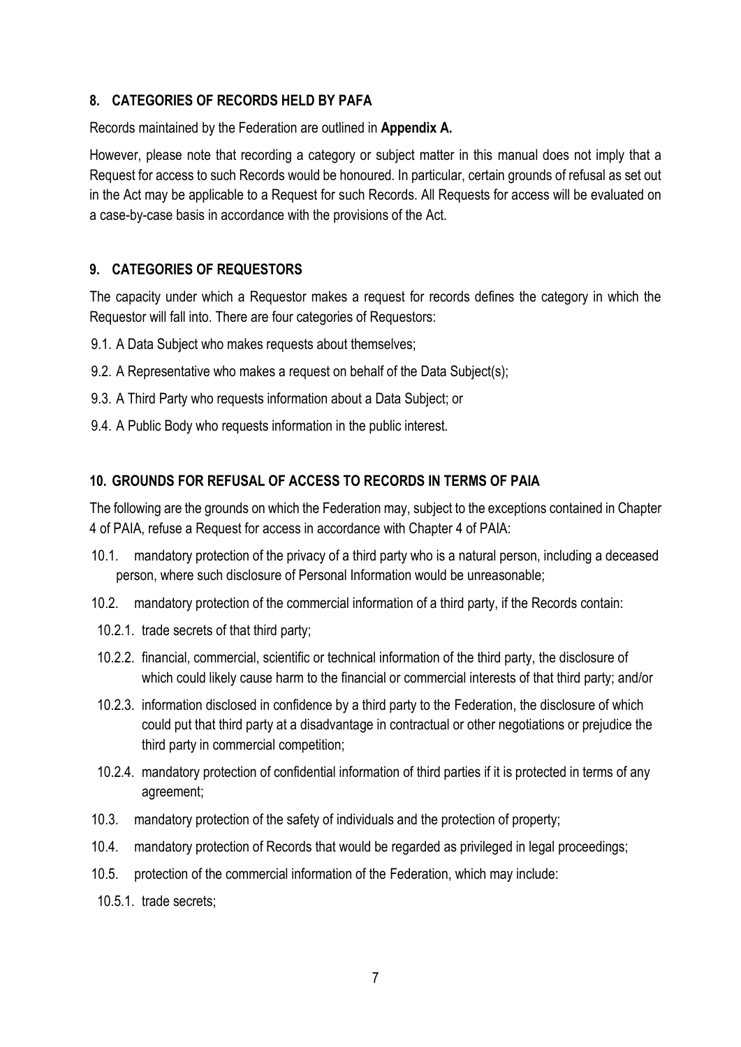## 8. CATEGORIES OF RECORDS HELD BY PAFA

Records maintained by the Federation are outlined in **Appendix A.**

However, please note that recording a category or subject matter in this manual does not imply that a Request for access to such Records would be honoured. In particular, certain grounds of refusal as set out in the Act may be applicable to a Request for such Records. All Requests for access will be evaluated on a case-by-case basis in accordance with the provisions of the Act.

## 9. CATEGORIES OF REQUESTORS

The capacity under which a Requestor makes a request for records defines the category in which the Requestor will fall into. There are four categories of Requestors:

9.1. A Data Subject who makes requests about themselves;

9.2. A Representative who makes a request on behalf of the Data Subject(s);

9.3. A Third Party who requests information about a Data Subject; or

9.4. A Public Body who requests information in the public interest.

## 10. GROUNDS FOR REFUSAL OF ACCESS TO RECORDS IN TERMS OF PAIA

The following are the grounds on which the Federation may, subject to the exceptions contained in Chapter 4 of PAIA, refuse a Request for access in accordance with Chapter 4 of PAIA:

10.1. mandatory protection of the privacy of a third party who is a natural person, including a deceased person, where such disclosure of Personal Information would be unreasonable;

10.2. mandatory protection of the commercial information of a third party, if the Records contain:

10.2.1. trade secrets of that third party;

10.2.2. financial, commercial, scientific or technical information of the third party, the disclosure of which could likely cause harm to the financial or commercial interests of that third party; and/or

10.2.3. information disclosed in confidence by a third party to the Federation, the disclosure of which could put that third party at a disadvantage in contractual or other negotiations or prejudice the third party in commercial competition;

10.2.4. mandatory protection of confidential information of third parties if it is protected in terms of any agreement;

10.3. mandatory protection of the safety of individuals and the protection of property;

10.4. mandatory protection of Records that would be regarded as privileged in legal proceedings;

10.5. protection of the commercial information of the Federation, which may include:

10.5.1. trade secrets;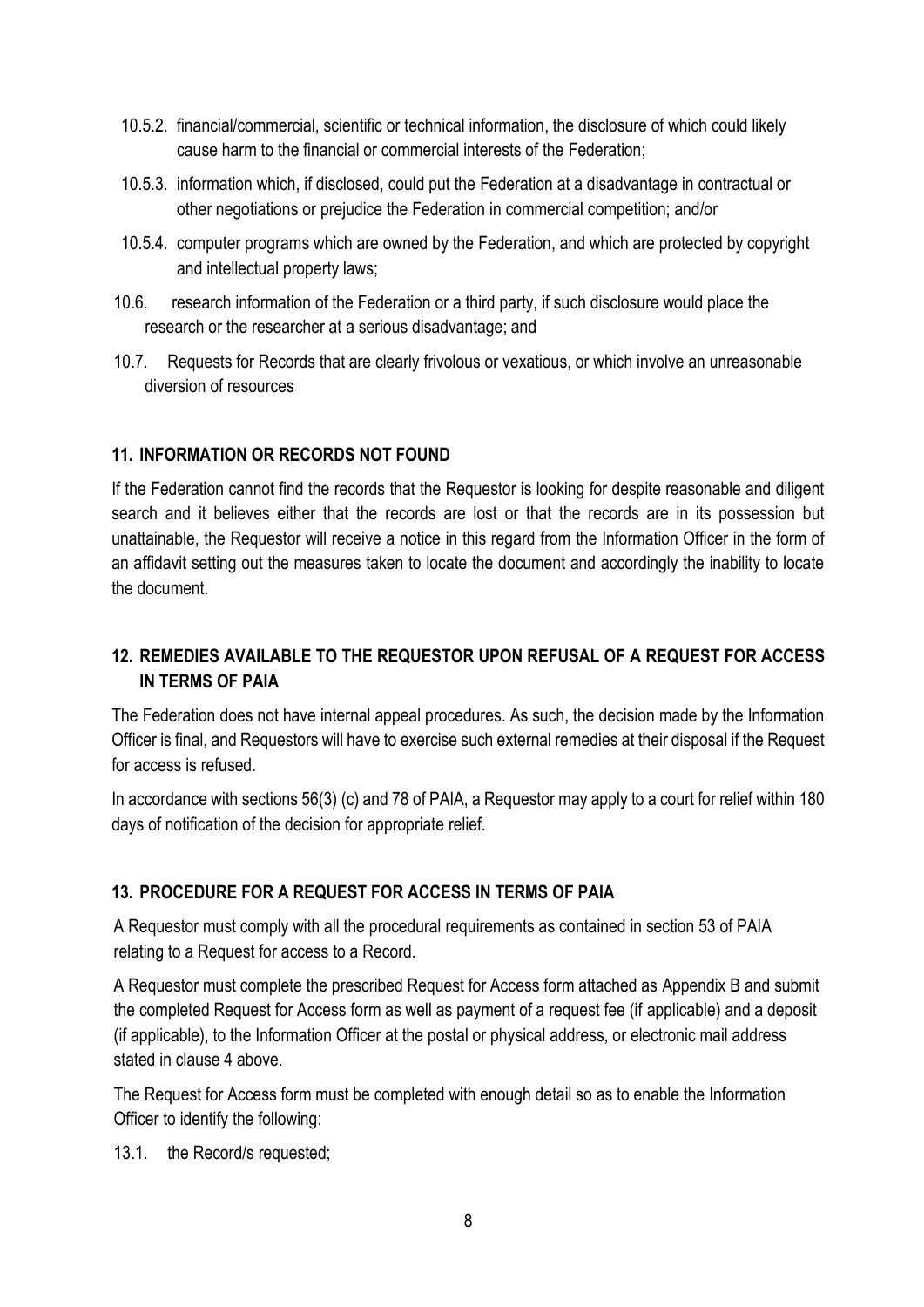10.5.2. financial/commercial, scientific or technical information, the disclosure of which could likely cause harm to the financial or commercial interests of the Federation;

10.5.3. information which, if disclosed, could put the Federation at a disadvantage in contractual or other negotiations or prejudice the Federation in commercial competition; and/or

10.5.4. computer programs which are owned by the Federation, and which are protected by copyright and intellectual property laws;

10.6. research information of the Federation or a third party, if such disclosure would place the research or the researcher at a serious disadvantage; and

10.7. Requests for Records that are clearly frivolous or vexatious, or which involve an unreasonable diversion of resources

## 11. INFORMATION OR RECORDS NOT FOUND

If the Federation cannot find the records that the Requestor is looking for despite reasonable and diligent search and it believes either that the records are lost or that the records are in its possession but unattainable, the Requestor will receive a notice in this regard from the Information Officer in the form of an affidavit setting out the measures taken to locate the document and accordingly the inability to locate the document.

## 12. REMEDIES AVAILABLE TO THE REQUESTOR UPON REFUSAL OF A REQUEST FOR ACCESS IN TERMS OF PAIA

The Federation does not have internal appeal procedures. As such, the decision made by the Information Officer is final, and Requestors will have to exercise such external remedies at their disposal if the Request for access is refused.

In accordance with sections 56(3) (c) and 78 of PAIA, a Requestor may apply to a court for relief within 180 days of notification of the decision for appropriate relief.

## 13. PROCEDURE FOR A REQUEST FOR ACCESS IN TERMS OF PAIA

A Requestor must comply with all the procedural requirements as contained in section 53 of PAIA relating to a Request for access to a Record.

A Requestor must complete the prescribed Request for Access form attached as Appendix B and submit the completed Request for Access form as well as payment of a request fee (if applicable) and a deposit (if applicable), to the Information Officer at the postal or physical address, or electronic mail address stated in clause 4 above.

The Request for Access form must be completed with enough detail so as to enable the Information Officer to identify the following:

13.1. the Record/s requested;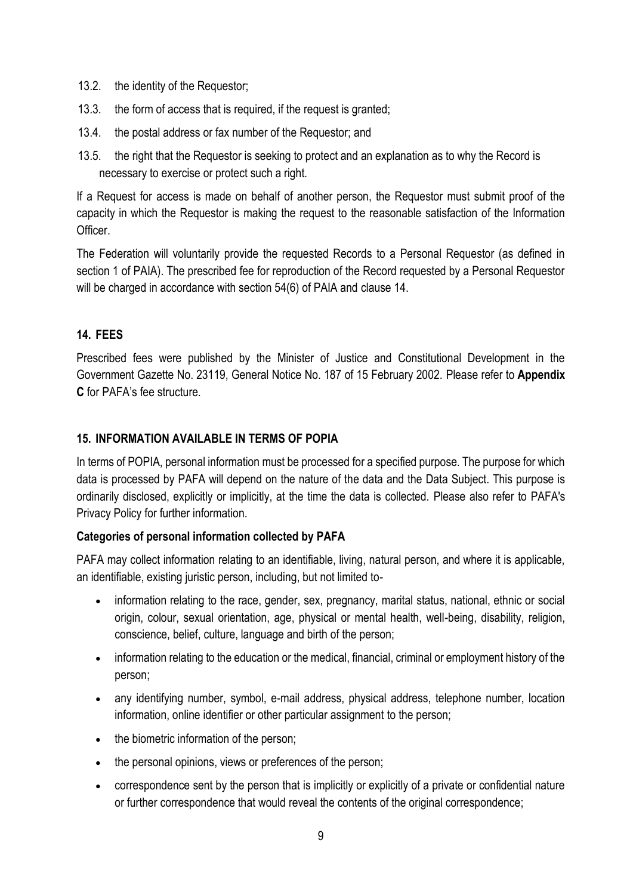13.2. the identity of the Requestor;

13.3. the form of access that is required, if the request is granted;

13.4. the postal address or fax number of the Requestor; and

13.5. the right that the Requestor is seeking to protect and an explanation as to why the Record is necessary to exercise or protect such a right.

If a Request for access is made on behalf of another person, the Requestor must submit proof of the capacity in which the Requestor is making the request to the reasonable satisfaction of the Information Officer.

The Federation will voluntarily provide the requested Records to a Personal Requestor (as defined in section 1 of PAIA). The prescribed fee for reproduction of the Record requested by a Personal Requestor will be charged in accordance with section 54(6) of PAIA and clause 14.

## 14. FEES

Prescribed fees were published by the Minister of Justice and Constitutional Development in the Government Gazette No. 23119, General Notice No. 187 of 15 February 2002. Please refer to **Appendix C** for PAFA's fee structure.

## 15. INFORMATION AVAILABLE IN TERMS OF POPIA

In terms of POPIA, personal information must be processed for a specified purpose. The purpose for which data is processed by PAFA will depend on the nature of the data and the Data Subject. This purpose is ordinarily disclosed, explicitly or implicitly, at the time the data is collected. Please also refer to PAFA's Privacy Policy for further information.

**Categories of personal information collected by PAFA**

PAFA may collect information relating to an identifiable, living, natural person, and where it is applicable, an identifiable, existing juristic person, including, but not limited to-

- information relating to the race, gender, sex, pregnancy, marital status, national, ethnic or social origin, colour, sexual orientation, age, physical or mental health, well-being, disability, religion, conscience, belief, culture, language and birth of the person;
- information relating to the education or the medical, financial, criminal or employment history of the person;
- any identifying number, symbol, e-mail address, physical address, telephone number, location information, online identifier or other particular assignment to the person;
- the biometric information of the person;
- the personal opinions, views or preferences of the person;
- correspondence sent by the person that is implicitly or explicitly of a private or confidential nature or further correspondence that would reveal the contents of the original correspondence;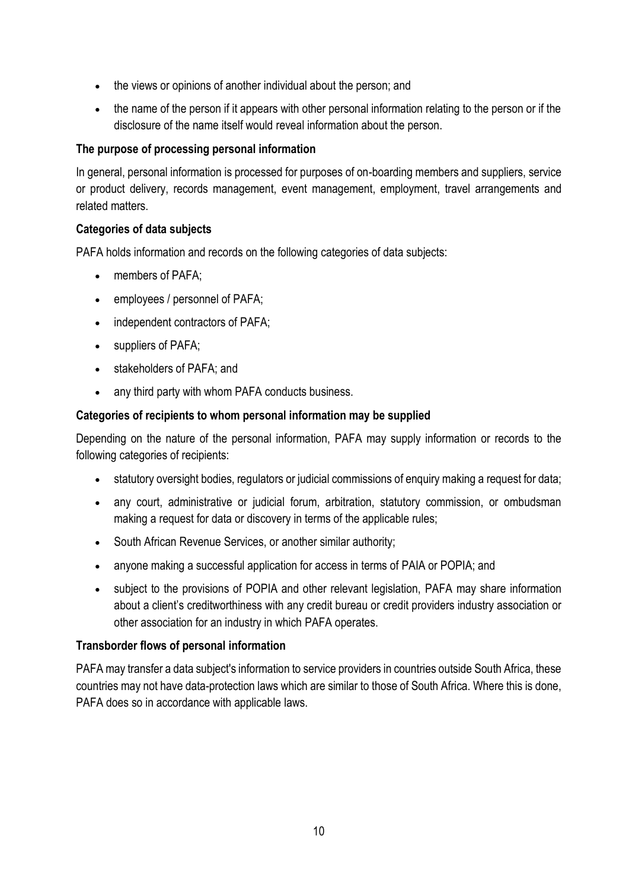- the views or opinions of another individual about the person; and
- the name of the person if it appears with other personal information relating to the person or if the disclosure of the name itself would reveal information about the person.

**The purpose of processing personal information**

In general, personal information is processed for purposes of on-boarding members and suppliers, service or product delivery, records management, event management, employment, travel arrangements and related matters.

**Categories of data subjects**

PAFA holds information and records on the following categories of data subjects:

- members of PAFA;
- employees / personnel of PAFA;
- independent contractors of PAFA;
- suppliers of PAFA;
- stakeholders of PAFA; and
- any third party with whom PAFA conducts business.

**Categories of recipients to whom personal information may be supplied**

Depending on the nature of the personal information, PAFA may supply information or records to the following categories of recipients:

- statutory oversight bodies, regulators or judicial commissions of enquiry making a request for data;
- any court, administrative or judicial forum, arbitration, statutory commission, or ombudsman making a request for data or discovery in terms of the applicable rules;
- South African Revenue Services, or another similar authority;
- anyone making a successful application for access in terms of PAIA or POPIA; and
- subject to the provisions of POPIA and other relevant legislation, PAFA may share information about a client's creditworthiness with any credit bureau or credit providers industry association or other association for an industry in which PAFA operates.

**Transborder flows of personal information**

PAFA may transfer a data subject's information to service providers in countries outside South Africa, these countries may not have data-protection laws which are similar to those of South Africa. Where this is done, PAFA does so in accordance with applicable laws.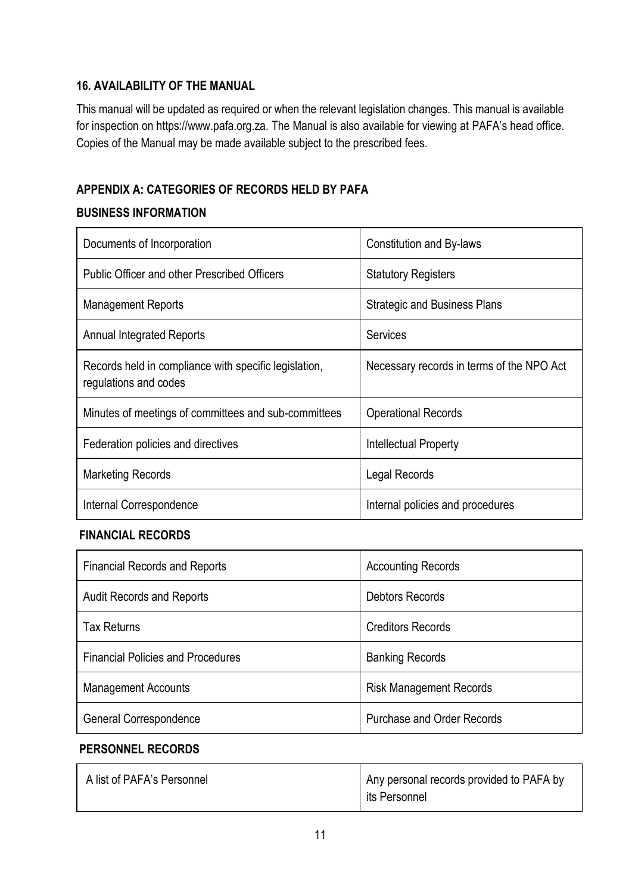## 16. AVAILABILITY OF THE MANUAL

This manual will be updated as required or when the relevant legislation changes. This manual is available for inspection on https://www.pafa.org.za. The Manual is also available for viewing at PAFA's head office. Copies of the Manual may be made available subject to the prescribed fees.

## APPENDIX A: CATEGORIES OF RECORDS HELD BY PAFA

### BUSINESS INFORMATION

| | |
|---|---|
| Documents of Incorporation | Constitution and By-laws |
| Public Officer and other Prescribed Officers | Statutory Registers |
| Management Reports | Strategic and Business Plans |
| Annual Integrated Reports | Services |
| Records held in compliance with specific legislation, regulations and codes | Necessary records in terms of the NPO Act |
| Minutes of meetings of committees and sub-committees | Operational Records |
| Federation policies and directives | Intellectual Property |
| Marketing Records | Legal Records |
| Internal Correspondence | Internal policies and procedures |

### FINANCIAL RECORDS

| | |
|---|---|
| Financial Records and Reports | Accounting Records |
| Audit Records and Reports | Debtors Records |
| Tax Returns | Creditors Records |
| Financial Policies and Procedures | Banking Records |
| Management Accounts | Risk Management Records |
| General Correspondence | Purchase and Order Records |

### PERSONNEL RECORDS

| | |
|---|---|
| A list of PAFA's Personnel | Any personal records provided to PAFA by its Personnel |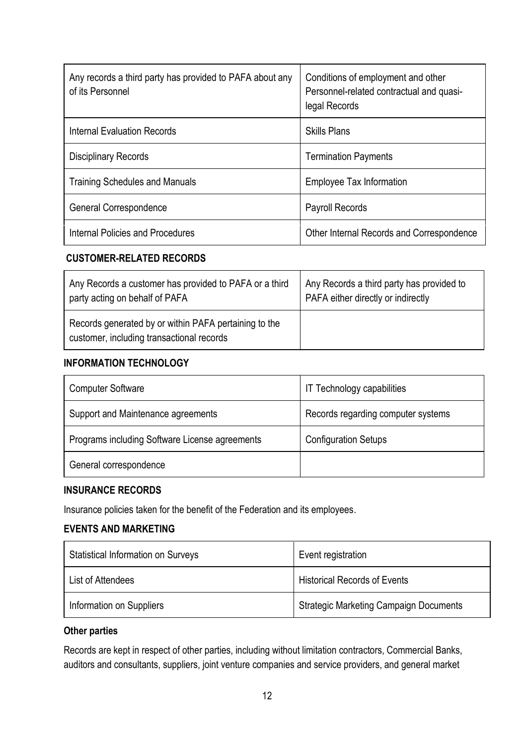| Any records a third party has provided to PAFA about any of its Personnel | Conditions of employment and other Personnel-related contractual and quasi-legal Records |
| --- | --- |
| Internal Evaluation Records | Skills Plans |
| Disciplinary Records | Termination Payments |
| Training Schedules and Manuals | Employee Tax Information |
| General Correspondence | Payroll Records |
| Internal Policies and Procedures | Other Internal Records and Correspondence |

**CUSTOMER-RELATED RECORDS**

| Any Records a customer has provided to PAFA or a third party acting on behalf of PAFA | Any Records a third party has provided to PAFA either directly or indirectly |
| --- | --- |
| Records generated by or within PAFA pertaining to the customer, including transactional records | |

**INFORMATION TECHNOLOGY**

| Computer Software | IT Technology capabilities |
| --- | --- |
| Support and Maintenance agreements | Records regarding computer systems |
| Programs including Software License agreements | Configuration Setups |
| General correspondence | |

**INSURANCE RECORDS**

Insurance policies taken for the benefit of the Federation and its employees.

**EVENTS AND MARKETING**

| Statistical Information on Surveys | Event registration |
| --- | --- |
| List of Attendees | Historical Records of Events |
| Information on Suppliers | Strategic Marketing Campaign Documents |

**Other parties**

Records are kept in respect of other parties, including without limitation contractors, Commercial Banks, auditors and consultants, suppliers, joint venture companies and service providers, and general market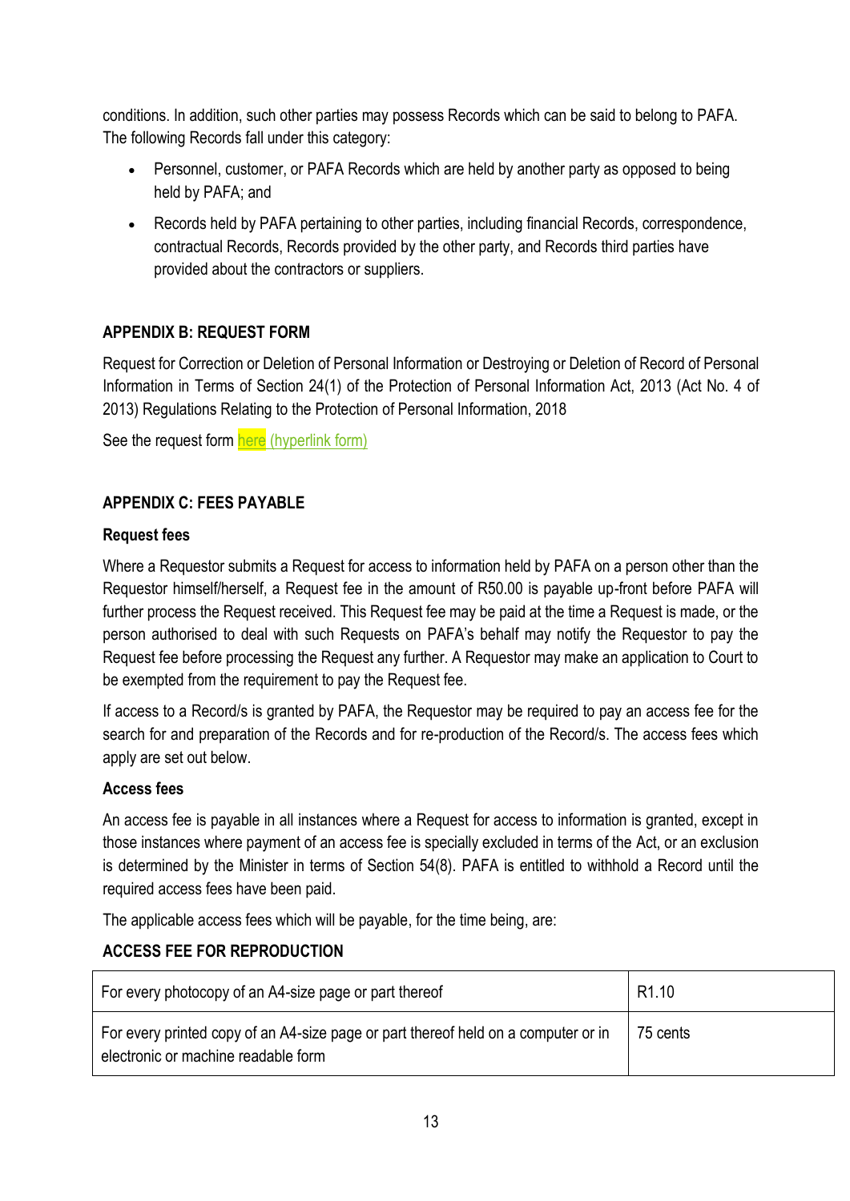conditions. In addition, such other parties may possess Records which can be said to belong to PAFA. The following Records fall under this category:

- Personnel, customer, or PAFA Records which are held by another party as opposed to being held by PAFA; and
- Records held by PAFA pertaining to other parties, including financial Records, correspondence, contractual Records, Records provided by the other party, and Records third parties have provided about the contractors or suppliers.

## APPENDIX B: REQUEST FORM

Request for Correction or Deletion of Personal Information or Destroying or Deletion of Record of Personal Information in Terms of Section 24(1) of the Protection of Personal Information Act, 2013 (Act No. 4 of 2013) Regulations Relating to the Protection of Personal Information, 2018

See the request form here (hyperlink form)

## APPENDIX C: FEES PAYABLE

### Request fees

Where a Requestor submits a Request for access to information held by PAFA on a person other than the Requestor himself/herself, a Request fee in the amount of R50.00 is payable up-front before PAFA will further process the Request received. This Request fee may be paid at the time a Request is made, or the person authorised to deal with such Requests on PAFA's behalf may notify the Requestor to pay the Request fee before processing the Request any further. A Requestor may make an application to Court to be exempted from the requirement to pay the Request fee.

If access to a Record/s is granted by PAFA, the Requestor may be required to pay an access fee for the search for and preparation of the Records and for re-production of the Record/s. The access fees which apply are set out below.

### Access fees

An access fee is payable in all instances where a Request for access to information is granted, except in those instances where payment of an access fee is specially excluded in terms of the Act, or an exclusion is determined by the Minister in terms of Section 54(8). PAFA is entitled to withhold a Record until the required access fees have been paid.

The applicable access fees which will be payable, for the time being, are:

### ACCESS FEE FOR REPRODUCTION

| | |
|---|---|
| For every photocopy of an A4-size page or part thereof | R1.10 |
| For every printed copy of an A4-size page or part thereof held on a computer or in electronic or machine readable form | 75 cents |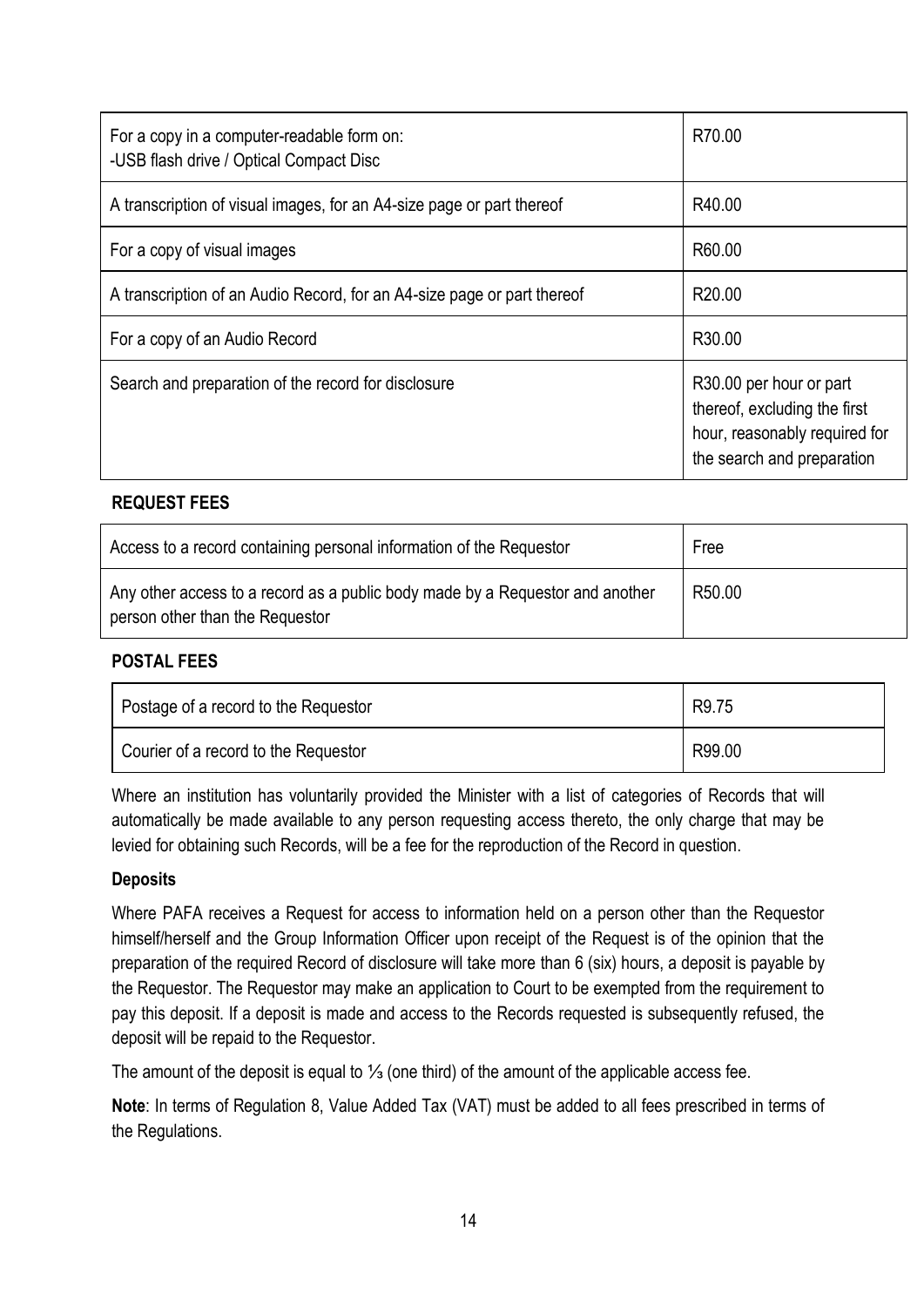| | |
|---|---|
| For a copy in a computer-readable form on:<br>-USB flash drive / Optical Compact Disc | R70.00 |
| A transcription of visual images, for an A4-size page or part thereof | R40.00 |
| For a copy of visual images | R60.00 |
| A transcription of an Audio Record, for an A4-size page or part thereof | R20.00 |
| For a copy of an Audio Record | R30.00 |
| Search and preparation of the record for disclosure | R30.00 per hour or part thereof, excluding the first hour, reasonably required for the search and preparation |

**REQUEST FEES**

| | |
|---|---|
| Access to a record containing personal information of the Requestor | Free |
| Any other access to a record as a public body made by a Requestor and another person other than the Requestor | R50.00 |

**POSTAL FEES**

| | |
|---|---|
| Postage of a record to the Requestor | R9.75 |
| Courier of a record to the Requestor | R99.00 |

Where an institution has voluntarily provided the Minister with a list of categories of Records that will automatically be made available to any person requesting access thereto, the only charge that may be levied for obtaining such Records, will be a fee for the reproduction of the Record in question.

**Deposits**

Where PAFA receives a Request for access to information held on a person other than the Requestor himself/herself and the Group Information Officer upon receipt of the Request is of the opinion that the preparation of the required Record of disclosure will take more than 6 (six) hours, a deposit is payable by the Requestor. The Requestor may make an application to Court to be exempted from the requirement to pay this deposit. If a deposit is made and access to the Records requested is subsequently refused, the deposit will be repaid to the Requestor.

The amount of the deposit is equal to ⅓ (one third) of the amount of the applicable access fee.

**Note**: In terms of Regulation 8, Value Added Tax (VAT) must be added to all fees prescribed in terms of the Regulations.